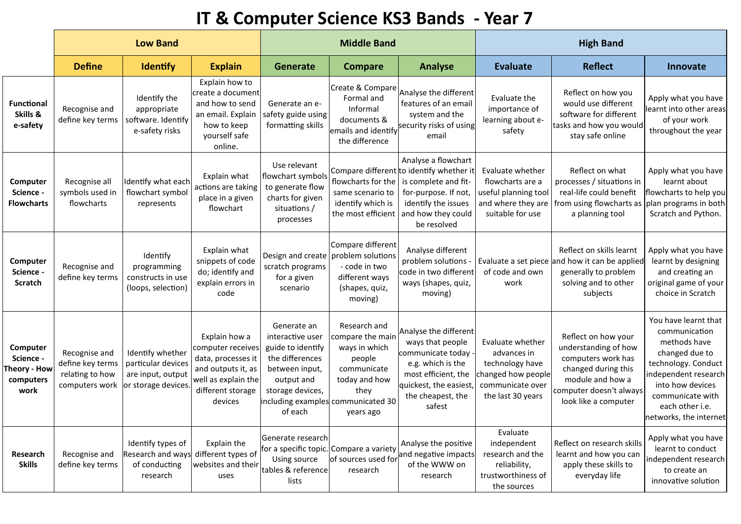# IT & Computer Science KS3 Bands - Year 7

| | Low Band | | | Middle Band | | | High Band | | |
|---|---|---|---|---|---|---|---|---|---|
| | **Define** | **Identify** | **Explain** | **Generate** | **Compare** | **Analyse** | **Evaluate** | **Reflect** | **Innovate** |
| **Functional Skills & e-safety** | Recognise and define key terms | Identify the appropriate software. Identify e-safety risks | Explain how to create a document and how to send an email. Explain how to keep yourself safe online. | Generate an e-safety guide using formatting skills | Create & Compare Formal and Informal documents & emails and identify the difference | Analyse the different features of an email system and the security risks of using email | Evaluate the importance of learning about e-safety | Reflect on how you would use different software for different tasks and how you would stay safe online | Apply what you have learnt into other areas of your work throughout the year |
| **Computer Science - Flowcharts** | Recognise all symbols used in flowcharts | Identify what each flowchart symbol represents | Explain what actions are taking place in a given flowchart | Use relevant flowchart symbols to generate flow charts for given situations / processes | Compare different flowcharts for the same scenario to identify which is the most efficient | Analyse a flowchart to identify whether it is complete and fit-for-purpose. If not, identify the issues and how they could be resolved | Evaluate whether flowcharts are a useful planning tool and where they are suitable for use | Reflect on what processes / situations in real-life could benefit from using flowcharts as a planning tool | Apply what you have learnt about flowcharts to help you plan programs in both Scratch and Python. |
| **Computer Science - Scratch** | Recognise and define key terms | Identify programming constructs in use (loops, selection) | Explain what snippets of code do; identify and explain errors in code | Design and create scratch programs for a given scenario | Compare different problem solutions - code in two different ways (shapes, quiz, moving) | Analyse different problem solutions - code in two different ways (shapes, quiz, moving) | Evaluate a set piece of code and own work | Reflect on skills learnt and how it can be applied generally to problem solving and to other subjects | Apply what you have learnt by designing and creating an original game of your choice in Scratch |
| **Computer Science - Theory - How computers work** | Recognise and define key terms relating to how computers work | Identify whether particular devices are input, output or storage devices. | Explain how a computer receives data, processes it and outputs it, as well as explain the different storage devices | Generate an interactive user guide to identify the differences between input, output and storage devices, including examples of each | Research and compare the main ways in which people communicate today and how they communicated 30 years ago | Analyse the different ways that people communicate today - e.g. which is the most efficient, the quickest, the easiest, the cheapest, the safest | Evaluate whether advances in technology have changed how people communicate over the last 30 years | Reflect on how your understanding of how computers work has changed during this module and how a computer doesn't always look like a computer | You have learnt that communication methods have changed due to technology. Conduct independent research into how devices communicate with each other i.e. networks, the internet |
| **Research Skills** | Recognise and define key terms | Identify types of Research and ways of conducting research | Explain the different types of websites and their uses | Generate research for a specific topic. Using source tables & reference lists | Compare a variety of sources used for research | Analyse the positive and negative impacts of the WWW on research | Evaluate independent research and the reliability, trustworthiness of the sources | Reflect on research skills learnt and how you can apply these skills to everyday life | Apply what you have learnt to conduct independent research to create an innovative solution |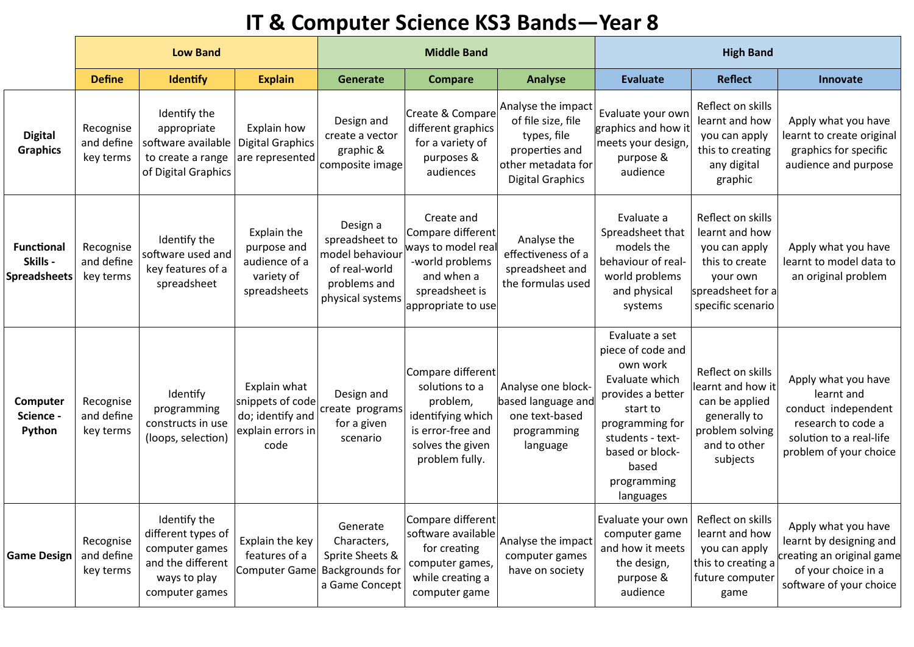# IT & Computer Science KS3 Bands—Year 8

| | Low Band | | | Middle Band | | | High Band | | |
|---|---|---|---|---|---|---|---|---|---|
| | **Define** | **Identify** | **Explain** | **Generate** | **Compare** | **Analyse** | **Evaluate** | **Reflect** | **Innovate** |
| **Digital Graphics** | Recognise and define key terms | Identify the appropriate software available to create a range of Digital Graphics | Explain how Digital Graphics are represented | Design and create a vector graphic & composite image | Create & Compare different graphics for a variety of purposes & audiences | Analyse the impact of file size, file types, file properties and other metadata for Digital Graphics | Evaluate your own graphics and how it meets your design, purpose & audience | Reflect on skills learnt and how you can apply this to creating any digital graphic | Apply what you have learnt to create original graphics for specific audience and purpose |
| **Functional Skills - Spreadsheets** | Recognise and define key terms | Identify the software used and key features of a spreadsheet | Explain the purpose and audience of a variety of spreadsheets | Design a spreadsheet to model behaviour of real-world problems and physical systems | Create and Compare different ways to model real-world problems and when a spreadsheet is appropriate to use | Analyse the effectiveness of a spreadsheet and the formulas used | Evaluate a Spreadsheet that models the behaviour of real-world problems and physical systems | Reflect on skills learnt and how you can apply this to create your own spreadsheet for a specific scenario | Apply what you have learnt to model data to an original problem |
| **Computer Science - Python** | Recognise and define key terms | Identify programming constructs in use (loops, selection) | Explain what snippets of code do; identify and explain errors in code | Design and create programs for a given scenario | Compare different solutions to a problem, identifying which is error-free and solves the given problem fully. | Analyse one block-based language and one text-based programming language | Evaluate a set piece of code and own work Evaluate which provides a better start to programming for students - text-based or block-based programming languages | Reflect on skills learnt and how it can be applied generally to problem solving and to other subjects | Apply what you have learnt and conduct independent research to code a solution to a real-life problem of your choice |
| **Game Design** | Recognise and define key terms | Identify the different types of computer games and the different ways to play computer games | Explain the key features of a Computer Game | Generate Characters, Sprite Sheets & Backgrounds for a Game Concept | Compare different software available for creating computer games, while creating a computer game | Analyse the impact computer games have on society | Evaluate your own computer game and how it meets the design, purpose & audience | Reflect on skills learnt and how you can apply this to creating a future computer game | Apply what you have learnt by designing and creating an original game of your choice in a software of your choice |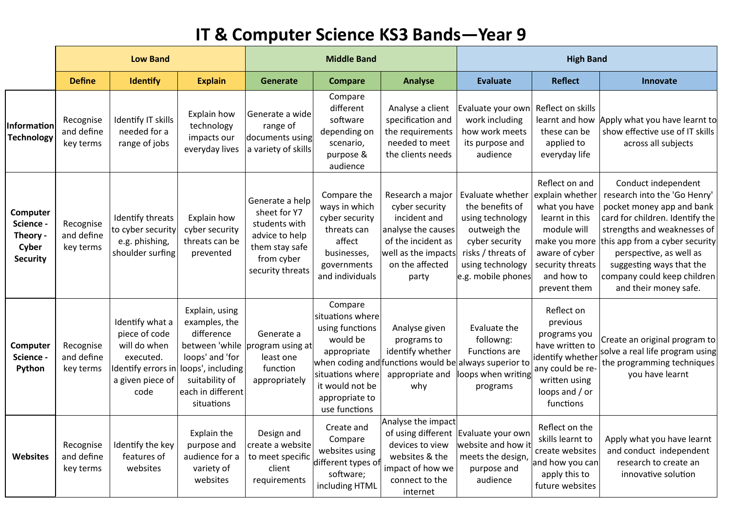# IT & Computer Science KS3 Bands—Year 9

| | Low Band | | | Middle Band | | | High Band | | |
|---|---|---|---|---|---|---|---|---|---|
| | **Define** | **Identify** | **Explain** | **Generate** | **Compare** | **Analyse** | **Evaluate** | **Reflect** | **Innovate** |
| **Information Technology** | Recognise and define key terms | Identify IT skills needed for a range of jobs | Explain how technology impacts our everyday lives | Generate a wide range of documents using a variety of skills | Compare different software depending on scenario, purpose & audience | Analyse a client specification and the requirements needed to meet the clients needs | Evaluate your own work including how work meets its purpose and audience | Reflect on skills learnt and how these can be applied to everyday life | Apply what you have learnt to show effective use of IT skills across all subjects |
| **Computer Science - Theory - Cyber Security** | Recognise and define key terms | Identify threats to cyber security e.g. phishing, shoulder surfing | Explain how cyber security threats can be prevented | Generate a help sheet for Y7 students with advice to help them stay safe from cyber security threats | Compare the ways in which cyber security threats can affect businesses, governments and individuals | Research a major cyber security incident and analyse the causes of the incident as well as the impacts on the affected party | Evaluate whether the benefits of using technology outweigh the cyber security risks / threats of using technology e.g. mobile phones | Reflect on and explain whether what you have learnt in this module will make you more aware of cyber security threats and how to prevent them | Conduct independent research into the 'Go Henry' pocket money app and bank card for children. Identify the strengths and weaknesses of this app from a cyber security perspective, as well as suggesting ways that the company could keep children and their money safe. |
| **Computer Science - Python** | Recognise and define key terms | Identify what a piece of code will do when executed. Identify errors in a given piece of code | Explain, using examples, the difference between 'while loops' and 'for loops', including suitability of each in different situations | Generate a program using at least one function appropriately | Compare situations where using functions would be appropriate when coding and situations where it would not be appropriate to use functions | Analyse given programs to identify whether functions would be appropriate and why | Evaluate the followng: Functions are always superior to loops when writing programs | Reflect on previous programs you have written to identify whether any could be re-written using loops and / or functions | Create an original program to solve a real life program using the programming techniques you have learnt |
| **Websites** | Recognise and define key terms | Identify the key features of websites | Explain the purpose and audience for a variety of websites | Design and create a website to meet specific client requirements | Create and Compare websites using different types of software; including HTML | Analyse the impact of using different devices to view websites & the impact of how we connect to the internet | Evaluate your own website and how it meets the design, purpose and audience | Reflect on the skills learnt to create websites and how you can apply this to future websites | Apply what you have learnt and conduct independent research to create an innovative solution |